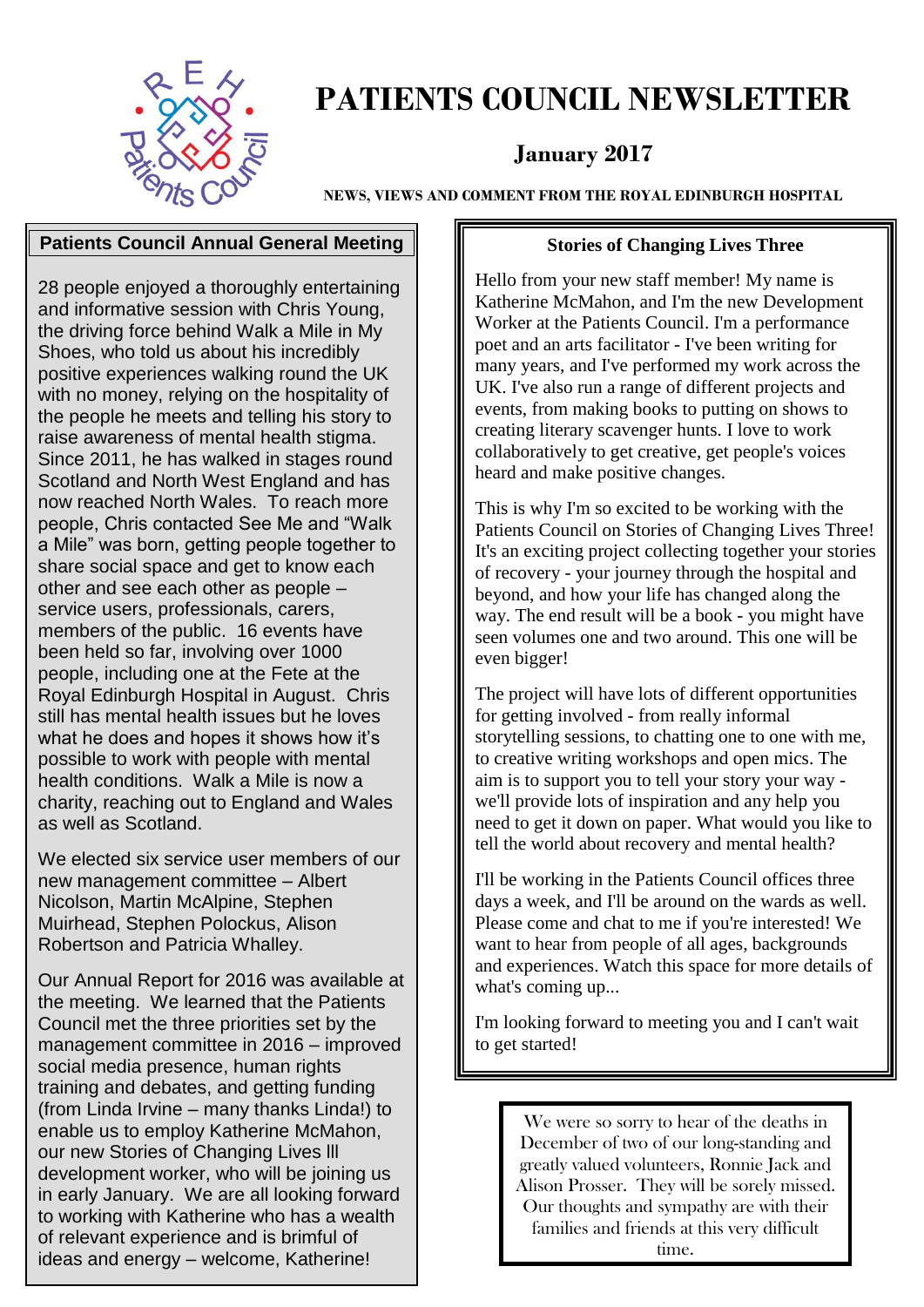# PATIENTS COUNCIL NEWSLETTER

## January 2017

**NEWS, VIEWS AND COMMENT FROM THE ROYAL EDINBURGH HOSPITAL**

## Patients Council Annual General Meeting

28 people enjoyed a thoroughly entertaining and informative session with Chris Young, the driving force behind Walk a Mile in My Shoes, who told us about his incredibly positive experiences walking round the UK with no money, relying on the hospitality of the people he meets and telling his story to raise awareness of mental health stigma. Since 2011, he has walked in stages round Scotland and North West England and has now reached North Wales. To reach more people, Chris contacted See Me and "Walk a Mile" was born, getting people together to share social space and get to know each other and see each other as people – service users, professionals, carers, members of the public. 16 events have been held so far, involving over 1000 people, including one at the Fete at the Royal Edinburgh Hospital in August. Chris still has mental health issues but he loves what he does and hopes it shows how it's possible to work with people with mental health conditions. Walk a Mile is now a charity, reaching out to England and Wales as well as Scotland.

We elected six service user members of our new management committee – Albert Nicolson, Martin McAlpine, Stephen Muirhead, Stephen Polockus, Alison Robertson and Patricia Whalley.

Our Annual Report for 2016 was available at the meeting. We learned that the Patients Council met the three priorities set by the management committee in 2016 – improved social media presence, human rights training and debates, and getting funding (from Linda Irvine – many thanks Linda!) to enable us to employ Katherine McMahon, our new Stories of Changing Lives lll development worker, who will be joining us in early January. We are all looking forward to working with Katherine who has a wealth of relevant experience and is brimful of ideas and energy – welcome, Katherine!

## Stories of Changing Lives Three

Hello from your new staff member! My name is Katherine McMahon, and I'm the new Development Worker at the Patients Council. I'm a performance poet and an arts facilitator - I've been writing for many years, and I've performed my work across the UK. I've also run a range of different projects and events, from making books to putting on shows to creating literary scavenger hunts. I love to work collaboratively to get creative, get people's voices heard and make positive changes.

This is why I'm so excited to be working with the Patients Council on Stories of Changing Lives Three! It's an exciting project collecting together your stories of recovery - your journey through the hospital and beyond, and how your life has changed along the way. The end result will be a book - you might have seen volumes one and two around. This one will be even bigger!

The project will have lots of different opportunities for getting involved - from really informal storytelling sessions, to chatting one to one with me, to creative writing workshops and open mics. The aim is to support you to tell your story your way - we'll provide lots of inspiration and any help you need to get it down on paper. What would you like to tell the world about recovery and mental health?

I'll be working in the Patients Council offices three days a week, and I'll be around on the wards as well. Please come and chat to me if you're interested! We want to hear from people of all ages, backgrounds and experiences. Watch this space for more details of what's coming up...

I'm looking forward to meeting you and I can't wait to get started!

---

We were so sorry to hear of the deaths in December of two of our long-standing and greatly valued volunteers, Ronnie Jack and Alison Prosser. They will be sorely missed. Our thoughts and sympathy are with their families and friends at this very difficult time.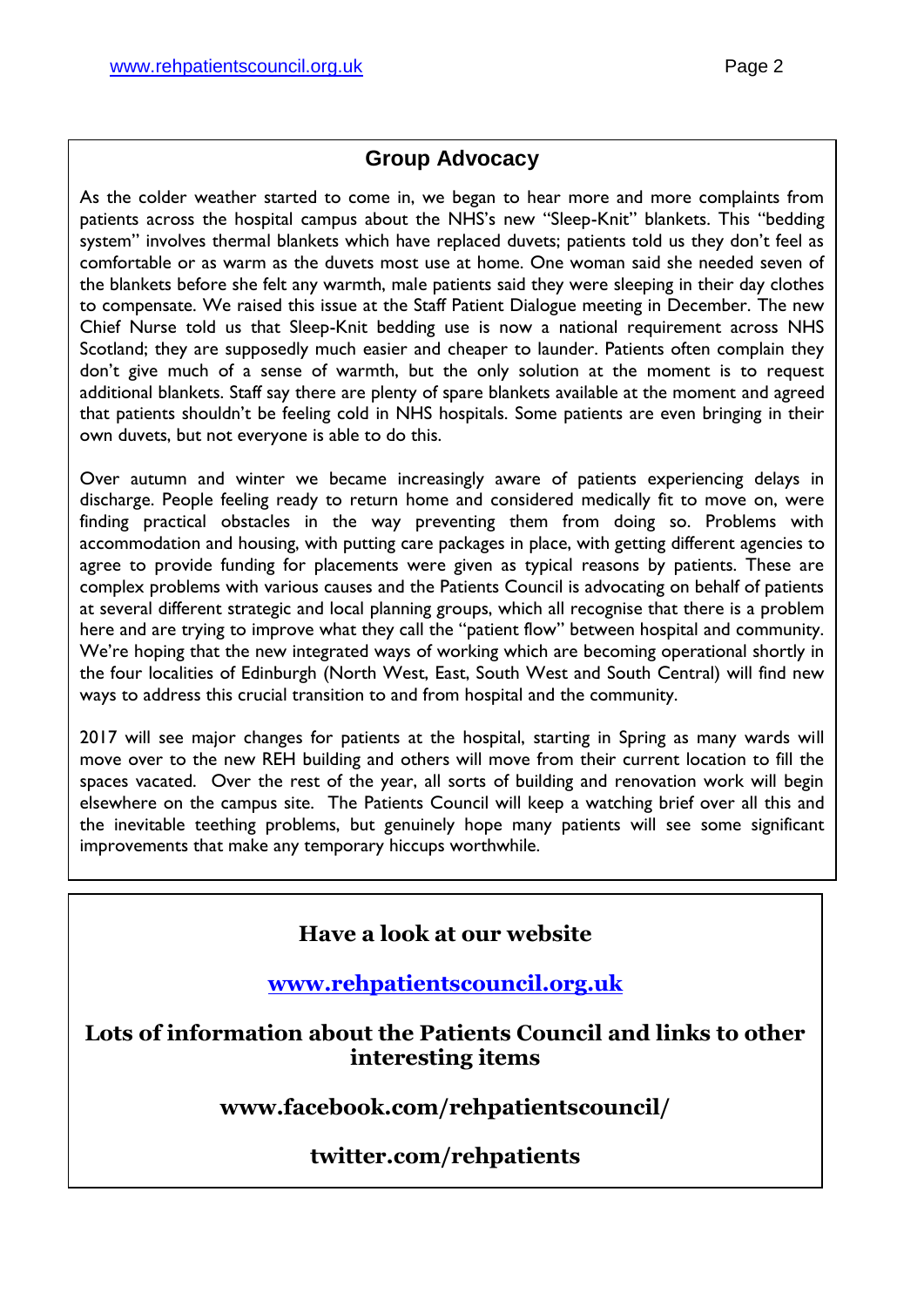## Group Advocacy

As the colder weather started to come in, we began to hear more and more complaints from patients across the hospital campus about the NHS's new "Sleep-Knit" blankets. This "bedding system" involves thermal blankets which have replaced duvets; patients told us they don't feel as comfortable or as warm as the duvets most use at home. One woman said she needed seven of the blankets before she felt any warmth, male patients said they were sleeping in their day clothes to compensate. We raised this issue at the Staff Patient Dialogue meeting in December. The new Chief Nurse told us that Sleep-Knit bedding use is now a national requirement across NHS Scotland; they are supposedly much easier and cheaper to launder. Patients often complain they don't give much of a sense of warmth, but the only solution at the moment is to request additional blankets. Staff say there are plenty of spare blankets available at the moment and agreed that patients shouldn't be feeling cold in NHS hospitals. Some patients are even bringing in their own duvets, but not everyone is able to do this.

Over autumn and winter we became increasingly aware of patients experiencing delays in discharge. People feeling ready to return home and considered medically fit to move on, were finding practical obstacles in the way preventing them from doing so. Problems with accommodation and housing, with putting care packages in place, with getting different agencies to agree to provide funding for placements were given as typical reasons by patients. These are complex problems with various causes and the Patients Council is advocating on behalf of patients at several different strategic and local planning groups, which all recognise that there is a problem here and are trying to improve what they call the "patient flow" between hospital and community. We're hoping that the new integrated ways of working which are becoming operational shortly in the four localities of Edinburgh (North West, East, South West and South Central) will find new ways to address this crucial transition to and from hospital and the community.

2017 will see major changes for patients at the hospital, starting in Spring as many wards will move over to the new REH building and others will move from their current location to fill the spaces vacated. Over the rest of the year, all sorts of building and renovation work will begin elsewhere on the campus site. The Patients Council will keep a watching brief over all this and the inevitable teething problems, but genuinely hope many patients will see some significant improvements that make any temporary hiccups worthwhile.

---

**Have a look at our website**

**[www.rehpatientscouncil.org.uk](http://www.rehpatientscouncil.org.uk)**

**Lots of information about the Patients Council and links to other interesting items**

**www.facebook.com/rehpatientscouncil/**

**twitter.com/rehpatients**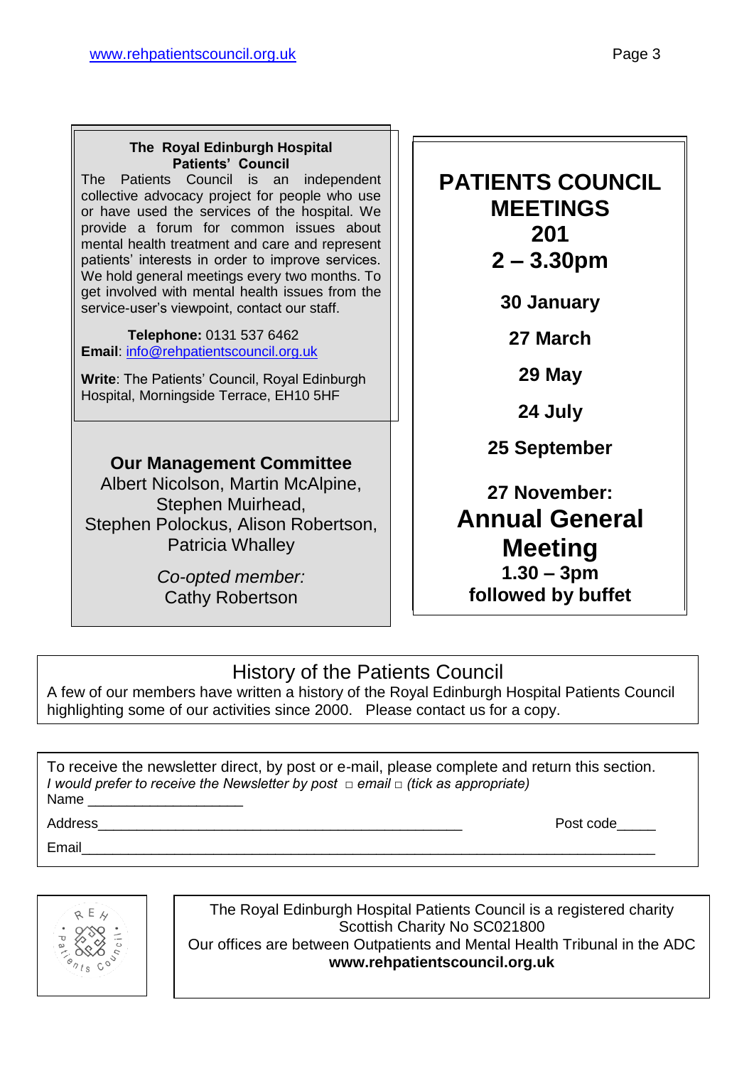**The Royal Edinburgh Hospital Patients' Council**

The Patients Council is an independent collective advocacy project for people who use or have used the services of the hospital. We provide a forum for common issues about mental health treatment and care and represent patients' interests in order to improve services. We hold general meetings every two months. To get involved with mental health issues from the service-user's viewpoint, contact our staff.

**Telephone:** 0131 537 6462
**Email**: info@rehpatientscouncil.org.uk

**Write**: The Patients' Council, Royal Edinburgh Hospital, Morningside Terrace, EH10 5HF

## Our Management Committee

Albert Nicolson, Martin McAlpine, Stephen Muirhead, Stephen Polockus, Alison Robertson, Patricia Whalley

*Co-opted member:*
Cathy Robertson

## PATIENTS COUNCIL MEETINGS 201

## 2 – 3.30pm

**30 January**

**27 March**

**29 May**

**24 July**

**25 September**

**27 November:**
**Annual General Meeting**
**1.30 – 3pm**
**followed by buffet**

## History of the Patients Council

A few of our members have written a history of the Royal Edinburgh Hospital Patients Council highlighting some of our activities since 2000. Please contact us for a copy.

To receive the newsletter direct, by post or e-mail, please complete and return this section.
*I would prefer to receive the Newsletter by post □ email □ (tick as appropriate)*

Name ____________________

Address__________________________________________________ Post code_____

Email____________________________________________________________________________

The Royal Edinburgh Hospital Patients Council is a registered charity
Scottish Charity No SC021800
Our offices are between Outpatients and Mental Health Tribunal in the ADC
**www.rehpatientscouncil.org.uk**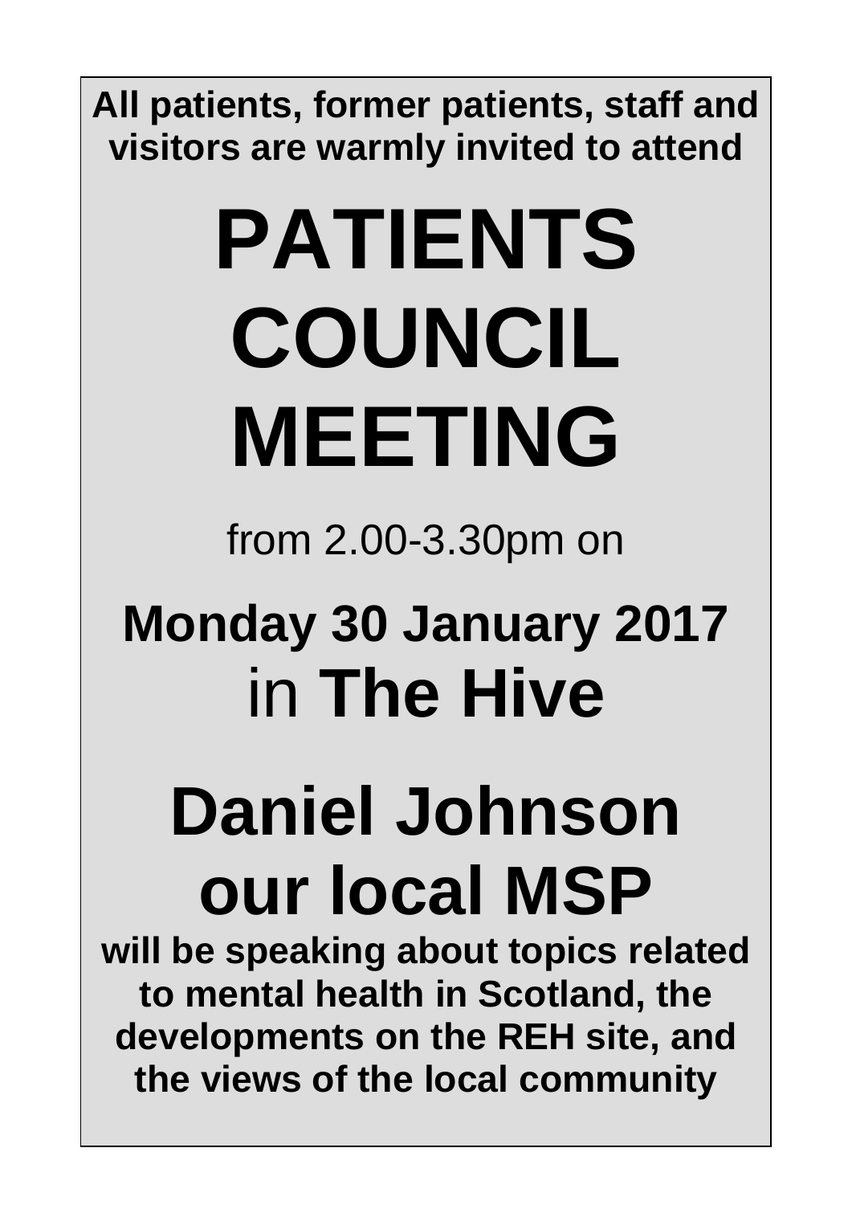**All patients, former patients, staff and visitors are warmly invited to attend**

# PATIENTS COUNCIL MEETING

from 2.00-3.30pm on

## Monday 30 January 2017
## in The Hive

# Daniel Johnson our local MSP

**will be speaking about topics related to mental health in Scotland, the developments on the REH site, and the views of the local community**